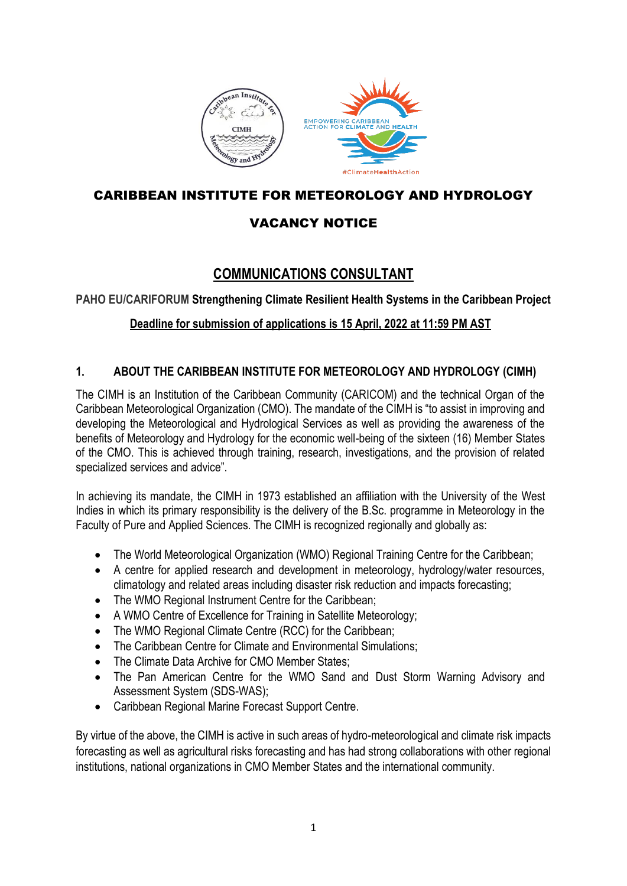# CARIBBEAN INSTITUTE FOR METEOROLOGY AND HYDROLOGY

# VACANCY NOTICE

## COMMUNICATIONS CONSULTANT

**PAHO EU/CARIFORUM Strengthening Climate Resilient Health Systems in the Caribbean Project**

**Deadline for submission of applications is 15 April, 2022 at 11:59 PM AST**

### 1. ABOUT THE CARIBBEAN INSTITUTE FOR METEOROLOGY AND HYDROLOGY (CIMH)

The CIMH is an Institution of the Caribbean Community (CARICOM) and the technical Organ of the Caribbean Meteorological Organization (CMO). The mandate of the CIMH is "to assist in improving and developing the Meteorological and Hydrological Services as well as providing the awareness of the benefits of Meteorology and Hydrology for the economic well-being of the sixteen (16) Member States of the CMO. This is achieved through training, research, investigations, and the provision of related specialized services and advice".

In achieving its mandate, the CIMH in 1973 established an affiliation with the University of the West Indies in which its primary responsibility is the delivery of the B.Sc. programme in Meteorology in the Faculty of Pure and Applied Sciences. The CIMH is recognized regionally and globally as:

- The World Meteorological Organization (WMO) Regional Training Centre for the Caribbean;
- A centre for applied research and development in meteorology, hydrology/water resources, climatology and related areas including disaster risk reduction and impacts forecasting;
- The WMO Regional Instrument Centre for the Caribbean;
- A WMO Centre of Excellence for Training in Satellite Meteorology;
- The WMO Regional Climate Centre (RCC) for the Caribbean;
- The Caribbean Centre for Climate and Environmental Simulations;
- The Climate Data Archive for CMO Member States;
- The Pan American Centre for the WMO Sand and Dust Storm Warning Advisory and Assessment System (SDS-WAS);
- Caribbean Regional Marine Forecast Support Centre.

By virtue of the above, the CIMH is active in such areas of hydro-meteorological and climate risk impacts forecasting as well as agricultural risks forecasting and has had strong collaborations with other regional institutions, national organizations in CMO Member States and the international community.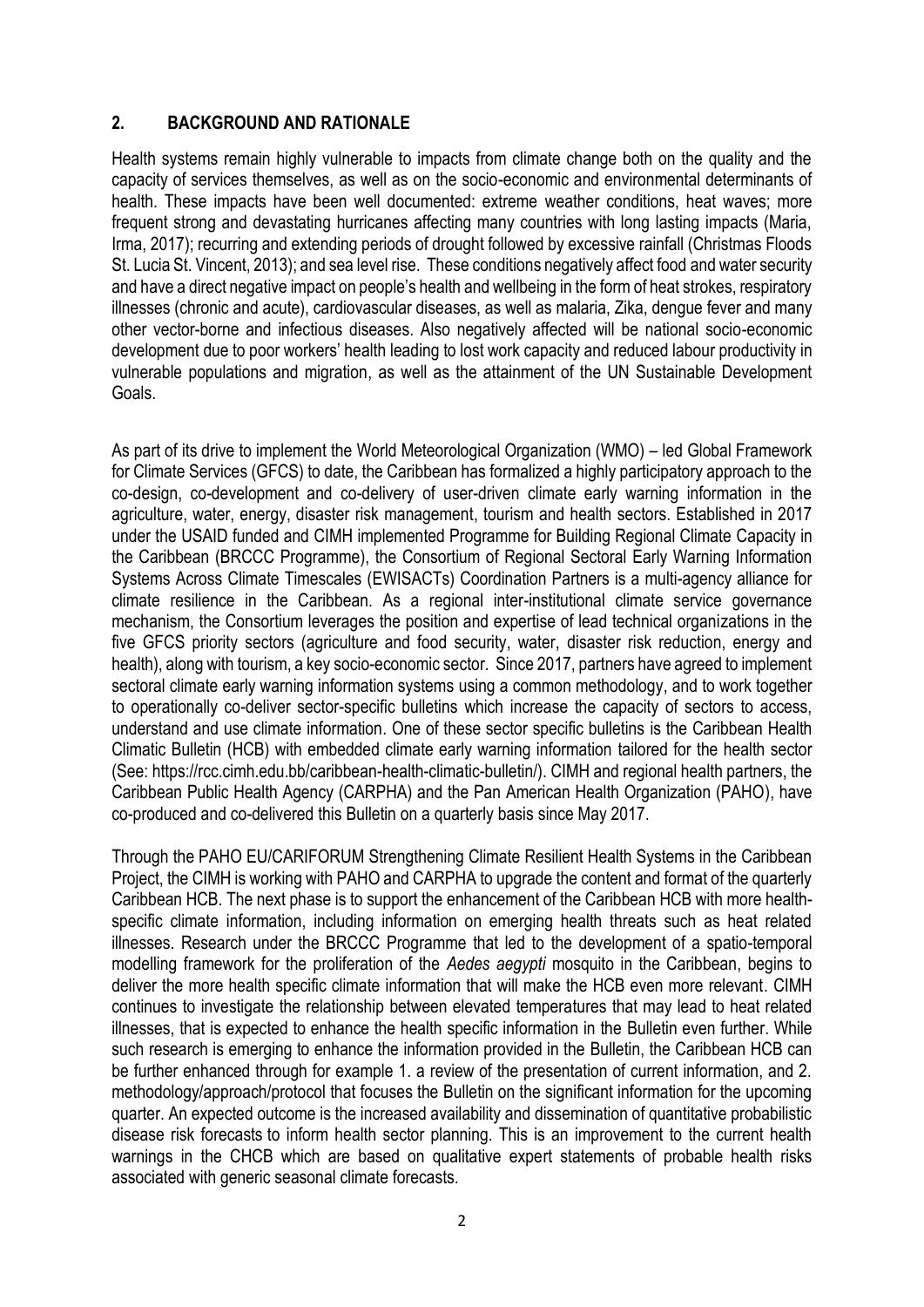## 2. BACKGROUND AND RATIONALE

Health systems remain highly vulnerable to impacts from climate change both on the quality and the capacity of services themselves, as well as on the socio-economic and environmental determinants of health. These impacts have been well documented: extreme weather conditions, heat waves; more frequent strong and devastating hurricanes affecting many countries with long lasting impacts (Maria, Irma, 2017); recurring and extending periods of drought followed by excessive rainfall (Christmas Floods St. Lucia St. Vincent, 2013); and sea level rise. These conditions negatively affect food and water security and have a direct negative impact on people's health and wellbeing in the form of heat strokes, respiratory illnesses (chronic and acute), cardiovascular diseases, as well as malaria, Zika, dengue fever and many other vector-borne and infectious diseases. Also negatively affected will be national socio-economic development due to poor workers' health leading to lost work capacity and reduced labour productivity in vulnerable populations and migration, as well as the attainment of the UN Sustainable Development Goals.

As part of its drive to implement the World Meteorological Organization (WMO) – led Global Framework for Climate Services (GFCS) to date, the Caribbean has formalized a highly participatory approach to the co-design, co-development and co-delivery of user-driven climate early warning information in the agriculture, water, energy, disaster risk management, tourism and health sectors. Established in 2017 under the USAID funded and CIMH implemented Programme for Building Regional Climate Capacity in the Caribbean (BRCCC Programme), the Consortium of Regional Sectoral Early Warning Information Systems Across Climate Timescales (EWISACTs) Coordination Partners is a multi-agency alliance for climate resilience in the Caribbean. As a regional inter-institutional climate service governance mechanism, the Consortium leverages the position and expertise of lead technical organizations in the five GFCS priority sectors (agriculture and food security, water, disaster risk reduction, energy and health), along with tourism, a key socio-economic sector. Since 2017, partners have agreed to implement sectoral climate early warning information systems using a common methodology, and to work together to operationally co-deliver sector-specific bulletins which increase the capacity of sectors to access, understand and use climate information. One of these sector specific bulletins is the Caribbean Health Climatic Bulletin (HCB) with embedded climate early warning information tailored for the health sector (See: https://rcc.cimh.edu.bb/caribbean-health-climatic-bulletin/). CIMH and regional health partners, the Caribbean Public Health Agency (CARPHA) and the Pan American Health Organization (PAHO), have co-produced and co-delivered this Bulletin on a quarterly basis since May 2017.

Through the PAHO EU/CARIFORUM Strengthening Climate Resilient Health Systems in the Caribbean Project, the CIMH is working with PAHO and CARPHA to upgrade the content and format of the quarterly Caribbean HCB. The next phase is to support the enhancement of the Caribbean HCB with more health-specific climate information, including information on emerging health threats such as heat related illnesses. Research under the BRCCC Programme that led to the development of a spatio-temporal modelling framework for the proliferation of the *Aedes aegypti* mosquito in the Caribbean, begins to deliver the more health specific climate information that will make the HCB even more relevant. CIMH continues to investigate the relationship between elevated temperatures that may lead to heat related illnesses, that is expected to enhance the health specific information in the Bulletin even further. While such research is emerging to enhance the information provided in the Bulletin, the Caribbean HCB can be further enhanced through for example 1. a review of the presentation of current information, and 2. methodology/approach/protocol that focuses the Bulletin on the significant information for the upcoming quarter. An expected outcome is the increased availability and dissemination of quantitative probabilistic disease risk forecasts to inform health sector planning. This is an improvement to the current health warnings in the CHCB which are based on qualitative expert statements of probable health risks associated with generic seasonal climate forecasts.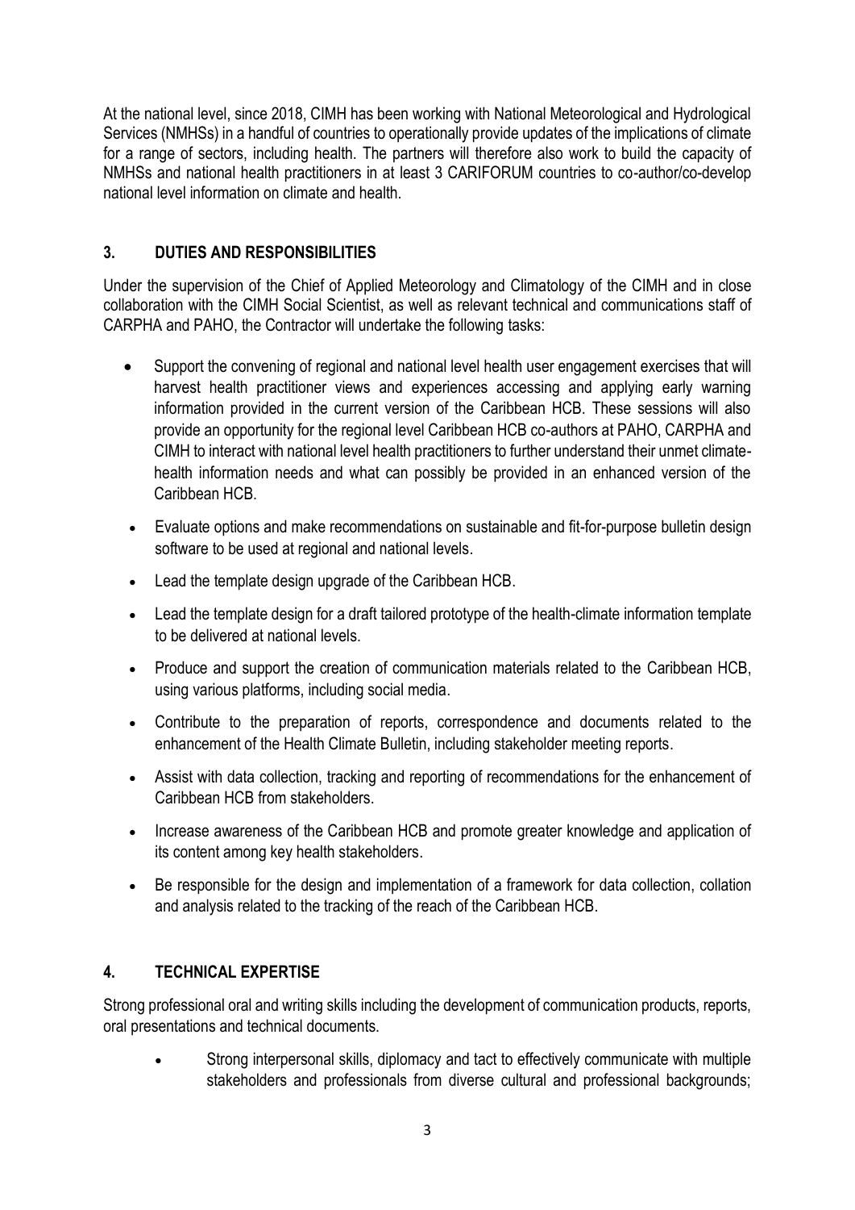At the national level, since 2018, CIMH has been working with National Meteorological and Hydrological Services (NMHSs) in a handful of countries to operationally provide updates of the implications of climate for a range of sectors, including health. The partners will therefore also work to build the capacity of NMHSs and national health practitioners in at least 3 CARIFORUM countries to co-author/co-develop national level information on climate and health.

## 3. DUTIES AND RESPONSIBILITIES

Under the supervision of the Chief of Applied Meteorology and Climatology of the CIMH and in close collaboration with the CIMH Social Scientist, as well as relevant technical and communications staff of CARPHA and PAHO, the Contractor will undertake the following tasks:

- Support the convening of regional and national level health user engagement exercises that will harvest health practitioner views and experiences accessing and applying early warning information provided in the current version of the Caribbean HCB. These sessions will also provide an opportunity for the regional level Caribbean HCB co-authors at PAHO, CARPHA and CIMH to interact with national level health practitioners to further understand their unmet climate-health information needs and what can possibly be provided in an enhanced version of the Caribbean HCB.
- Evaluate options and make recommendations on sustainable and fit-for-purpose bulletin design software to be used at regional and national levels.
- Lead the template design upgrade of the Caribbean HCB.
- Lead the template design for a draft tailored prototype of the health-climate information template to be delivered at national levels.
- Produce and support the creation of communication materials related to the Caribbean HCB, using various platforms, including social media.
- Contribute to the preparation of reports, correspondence and documents related to the enhancement of the Health Climate Bulletin, including stakeholder meeting reports.
- Assist with data collection, tracking and reporting of recommendations for the enhancement of Caribbean HCB from stakeholders.
- Increase awareness of the Caribbean HCB and promote greater knowledge and application of its content among key health stakeholders.
- Be responsible for the design and implementation of a framework for data collection, collation and analysis related to the tracking of the reach of the Caribbean HCB.

## 4. TECHNICAL EXPERTISE

Strong professional oral and writing skills including the development of communication products, reports, oral presentations and technical documents.

- Strong interpersonal skills, diplomacy and tact to effectively communicate with multiple stakeholders and professionals from diverse cultural and professional backgrounds;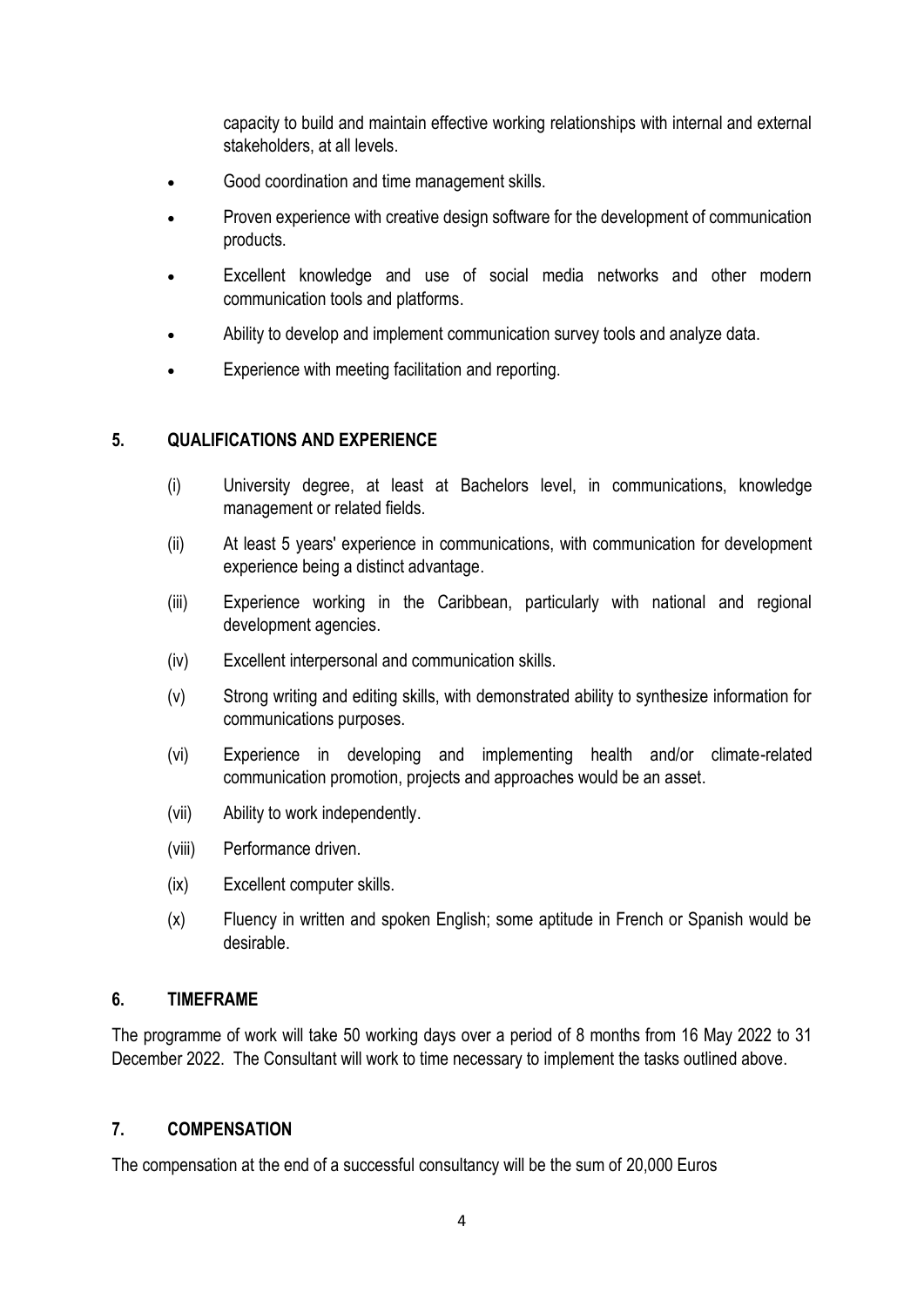capacity to build and maintain effective working relationships with internal and external stakeholders, at all levels.

- Good coordination and time management skills.
- Proven experience with creative design software for the development of communication products.
- Excellent knowledge and use of social media networks and other modern communication tools and platforms.
- Ability to develop and implement communication survey tools and analyze data.
- Experience with meeting facilitation and reporting.

## 5. QUALIFICATIONS AND EXPERIENCE

(i) University degree, at least at Bachelors level, in communications, knowledge management or related fields.

(ii) At least 5 years' experience in communications, with communication for development experience being a distinct advantage.

(iii) Experience working in the Caribbean, particularly with national and regional development agencies.

(iv) Excellent interpersonal and communication skills.

(v) Strong writing and editing skills, with demonstrated ability to synthesize information for communications purposes.

(vi) Experience in developing and implementing health and/or climate-related communication promotion, projects and approaches would be an asset.

(vii) Ability to work independently.

(viii) Performance driven.

(ix) Excellent computer skills.

(x) Fluency in written and spoken English; some aptitude in French or Spanish would be desirable.

## 6. TIMEFRAME

The programme of work will take 50 working days over a period of 8 months from 16 May 2022 to 31 December 2022. The Consultant will work to time necessary to implement the tasks outlined above.

## 7. COMPENSATION

The compensation at the end of a successful consultancy will be the sum of 20,000 Euros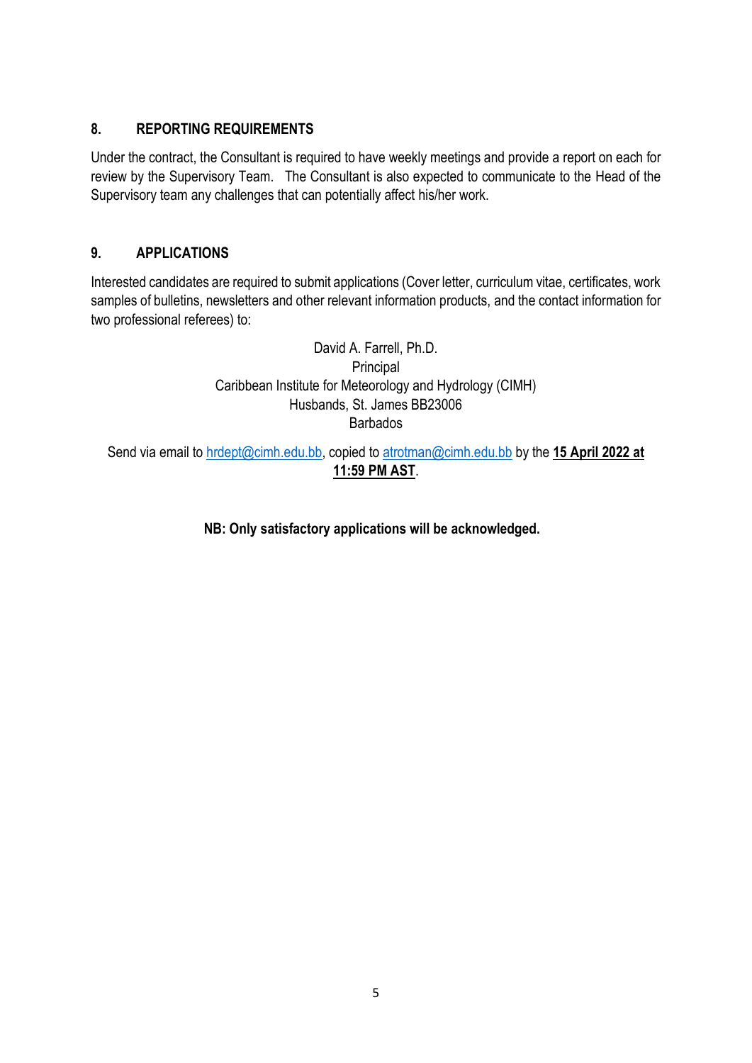## 8. REPORTING REQUIREMENTS

Under the contract, the Consultant is required to have weekly meetings and provide a report on each for review by the Supervisory Team. The Consultant is also expected to communicate to the Head of the Supervisory team any challenges that can potentially affect his/her work.

## 9. APPLICATIONS

Interested candidates are required to submit applications (Cover letter, curriculum vitae, certificates, work samples of bulletins, newsletters and other relevant information products, and the contact information for two professional referees) to:

David A. Farrell, Ph.D.
Principal
Caribbean Institute for Meteorology and Hydrology (CIMH)
Husbands, St. James BB23006
Barbados

Send via email to hrdept@cimh.edu.bb, copied to atrotman@cimh.edu.bb by the **15 April 2022 at 11:59 PM AST**.

**NB: Only satisfactory applications will be acknowledged.**